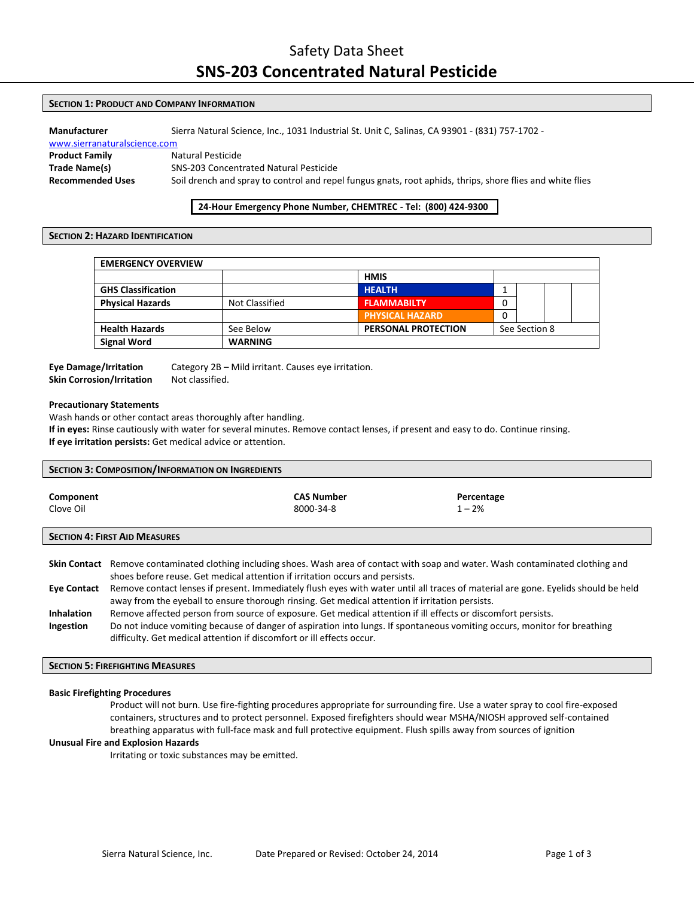# Safety Data Sheet
# SNS-203 Concentrated Natural Pesticide

## Section 1: Product and Company Information

**Manufacturer** Sierra Natural Science, Inc., 1031 Industrial St. Unit C, Salinas, CA 93901 - (831) 757-1702 - www.sierranaturalscience.com

**Product Family** Natural Pesticide

**Trade Name(s)** SNS-203 Concentrated Natural Pesticide

**Recommended Uses** Soil drench and spray to control and repel fungus gnats, root aphids, thrips, shore flies and white flies

**24-Hour Emergency Phone Number, CHEMTREC - Tel: (800) 424-9300**

## Section 2: Hazard Identification

| EMERGENCY OVERVIEW | | | | | | |
|---|---|---|---|---|---|---|
| | | **HMIS** | | | | |
| **GHS Classification** | | **HEALTH** | 1 | | | |
| **Physical Hazards** | Not Classified | **FLAMMABILTY** | 0 | | | |
| | | **PHYSICAL HAZARD** | 0 | | | |
| **Health Hazards** | See Below | **PERSONAL PROTECTION** | See Section 8 | | | |
| **Signal Word** | **WARNING** | | | | | |

**Eye Damage/Irritation** Category 2B – Mild irritant. Causes eye irritation.

**Skin Corrosion/Irritation** Not classified.

**Precautionary Statements**

Wash hands or other contact areas thoroughly after handling.

**If in eyes:** Rinse cautiously with water for several minutes. Remove contact lenses, if present and easy to do. Continue rinsing.

**If eye irritation persists:** Get medical advice or attention.

## Section 3: Composition/Information on Ingredients

| Component | CAS Number | Percentage |
|---|---|---|
| Clove Oil | 8000-34-8 | 1 – 2% |

## Section 4: First Aid Measures

**Skin Contact** Remove contaminated clothing including shoes. Wash area of contact with soap and water. Wash contaminated clothing and shoes before reuse. Get medical attention if irritation occurs and persists.

**Eye Contact** Remove contact lenses if present. Immediately flush eyes with water until all traces of material are gone. Eyelids should be held away from the eyeball to ensure thorough rinsing. Get medical attention if irritation persists.

**Inhalation** Remove affected person from source of exposure. Get medical attention if ill effects or discomfort persists.

**Ingestion** Do not induce vomiting because of danger of aspiration into lungs. If spontaneous vomiting occurs, monitor for breathing difficulty. Get medical attention if discomfort or ill effects occur.

## Section 5: Firefighting Measures

**Basic Firefighting Procedures**

Product will not burn. Use fire-fighting procedures appropriate for surrounding fire. Use a water spray to cool fire-exposed containers, structures and to protect personnel. Exposed firefighters should wear MSHA/NIOSH approved self-contained breathing apparatus with full-face mask and full protective equipment. Flush spills away from sources of ignition

**Unusual Fire and Explosion Hazards**

Irritating or toxic substances may be emitted.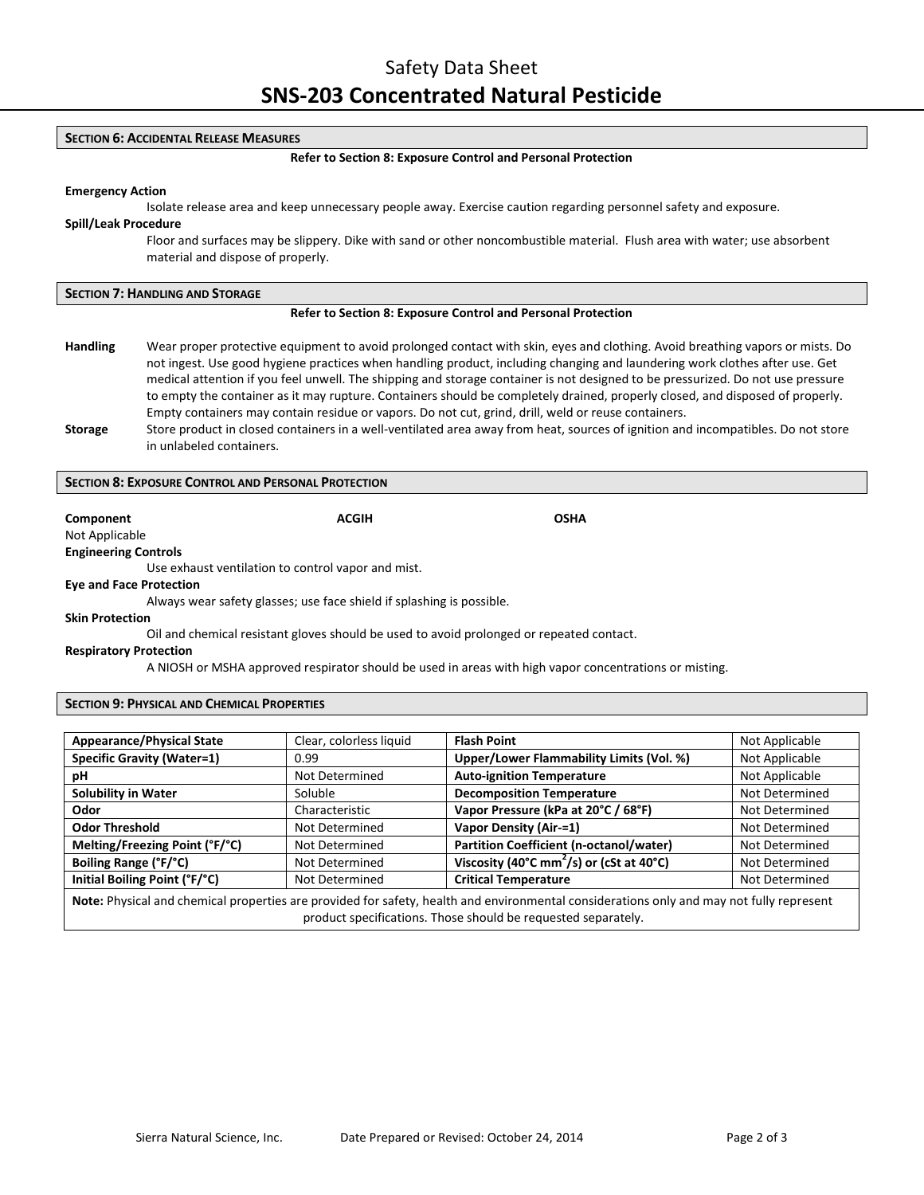## SECTION 6: ACCIDENTAL RELEASE MEASURES

**Refer to Section 8: Exposure Control and Personal Protection**

**Emergency Action**

Isolate release area and keep unnecessary people away. Exercise caution regarding personnel safety and exposure.

**Spill/Leak Procedure**

Floor and surfaces may be slippery. Dike with sand or other noncombustible material. Flush area with water; use absorbent material and dispose of properly.

## SECTION 7: HANDLING AND STORAGE

**Refer to Section 8: Exposure Control and Personal Protection**

**Handling** Wear proper protective equipment to avoid prolonged contact with skin, eyes and clothing. Avoid breathing vapors or mists. Do not ingest. Use good hygiene practices when handling product, including changing and laundering work clothes after use. Get medical attention if you feel unwell. The shipping and storage container is not designed to be pressurized. Do not use pressure to empty the container as it may rupture. Containers should be completely drained, properly closed, and disposed of properly. Empty containers may contain residue or vapors. Do not cut, grind, drill, weld or reuse containers.

**Storage** Store product in closed containers in a well-ventilated area away from heat, sources of ignition and incompatibles. Do not store in unlabeled containers.

## SECTION 8: EXPOSURE CONTROL AND PERSONAL PROTECTION

| Component | ACGIH | OSHA |
|---|---|---|
| Not Applicable | | |

**Engineering Controls**

Use exhaust ventilation to control vapor and mist.

**Eye and Face Protection**

Always wear safety glasses; use face shield if splashing is possible.

**Skin Protection**

Oil and chemical resistant gloves should be used to avoid prolonged or repeated contact.

**Respiratory Protection**

A NIOSH or MSHA approved respirator should be used in areas with high vapor concentrations or misting.

## SECTION 9: PHYSICAL AND CHEMICAL PROPERTIES

| Appearance/Physical State | Clear, colorless liquid | Flash Point | Not Applicable |
|---|---|---|---|
| Specific Gravity (Water=1) | 0.99 | Upper/Lower Flammability Limits (Vol. %) | Not Applicable |
| pH | Not Determined | Auto-ignition Temperature | Not Applicable |
| Solubility in Water | Soluble | Decomposition Temperature | Not Determined |
| Odor | Characteristic | Vapor Pressure (kPa at 20°C / 68°F) | Not Determined |
| Odor Threshold | Not Determined | Vapor Density (Air-=1) | Not Determined |
| Melting/Freezing Point (°F/°C) | Not Determined | Partition Coefficient (n-octanol/water) | Not Determined |
| Boiling Range (°F/°C) | Not Determined | Viscosity (40°C $mm^2/s$) or (cSt at 40°C) | Not Determined |
| Initial Boiling Point (°F/°C) | Not Determined | Critical Temperature | Not Determined |

**Note:** Physical and chemical properties are provided for safety, health and environmental considerations only and may not fully represent product specifications. Those should be requested separately.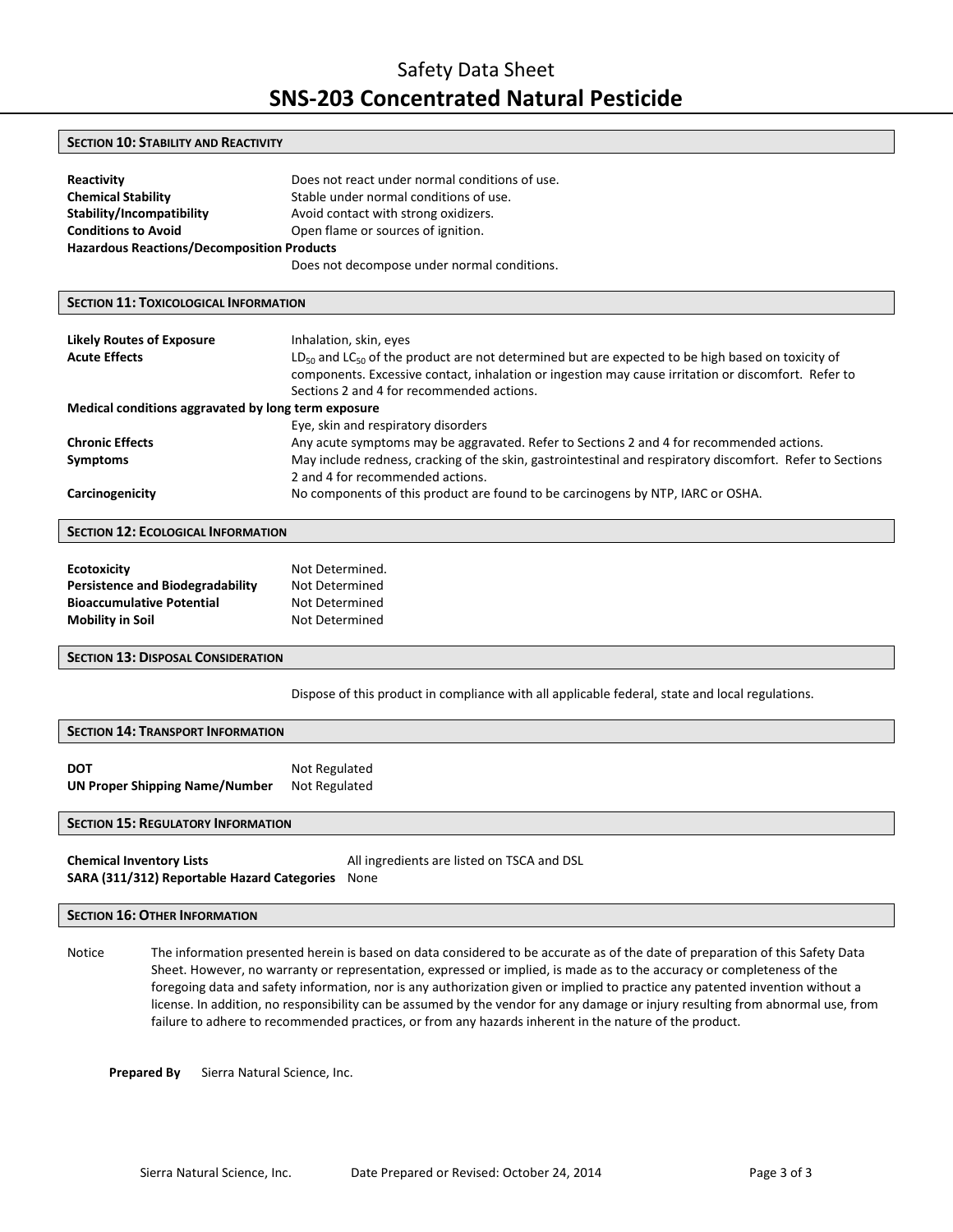## SECTION 10: STABILITY AND REACTIVITY

| | |
|---|---|
| **Reactivity** | Does not react under normal conditions of use. |
| **Chemical Stability** | Stable under normal conditions of use. |
| **Stability/Incompatibility** | Avoid contact with strong oxidizers. |
| **Conditions to Avoid** | Open flame or sources of ignition. |
| **Hazardous Reactions/Decomposition Products** | Does not decompose under normal conditions. |

## SECTION 11: TOXICOLOGICAL INFORMATION

| | |
|---|---|
| **Likely Routes of Exposure** | Inhalation, skin, eyes |
| **Acute Effects** | $LD_{50}$ and $LC_{50}$ of the product are not determined but are expected to be high based on toxicity of components. Excessive contact, inhalation or ingestion may cause irritation or discomfort. Refer to Sections 2 and 4 for recommended actions. |
| **Medical conditions aggravated by long term exposure** | Eye, skin and respiratory disorders |
| **Chronic Effects** | Any acute symptoms may be aggravated. Refer to Sections 2 and 4 for recommended actions. |
| **Symptoms** | May include redness, cracking of the skin, gastrointestinal and respiratory discomfort. Refer to Sections 2 and 4 for recommended actions. |
| **Carcinogenicity** | No components of this product are found to be carcinogens by NTP, IARC or OSHA. |

## SECTION 12: ECOLOGICAL INFORMATION

| | |
|---|---|
| **Ecotoxicity** | Not Determined. |
| **Persistence and Biodegradability** | Not Determined |
| **Bioaccumulative Potential** | Not Determined |
| **Mobility in Soil** | Not Determined |

## SECTION 13: DISPOSAL CONSIDERATION

Dispose of this product in compliance with all applicable federal, state and local regulations.

## SECTION 14: TRANSPORT INFORMATION

| | |
|---|---|
| **DOT** | Not Regulated |
| **UN Proper Shipping Name/Number** | Not Regulated |

## SECTION 15: REGULATORY INFORMATION

| | |
|---|---|
| **Chemical Inventory Lists** | All ingredients are listed on TSCA and DSL |
| **SARA (311/312) Reportable Hazard Categories** | None |

## SECTION 16: OTHER INFORMATION

Notice The information presented herein is based on data considered to be accurate as of the date of preparation of this Safety Data Sheet. However, no warranty or representation, expressed or implied, is made as to the accuracy or completeness of the foregoing data and safety information, nor is any authorization given or implied to practice any patented invention without a license. In addition, no responsibility can be assumed by the vendor for any damage or injury resulting from abnormal use, from failure to adhere to recommended practices, or from any hazards inherent in the nature of the product.

**Prepared By** Sierra Natural Science, Inc.

Date Prepared or Revised: October 24, 2014